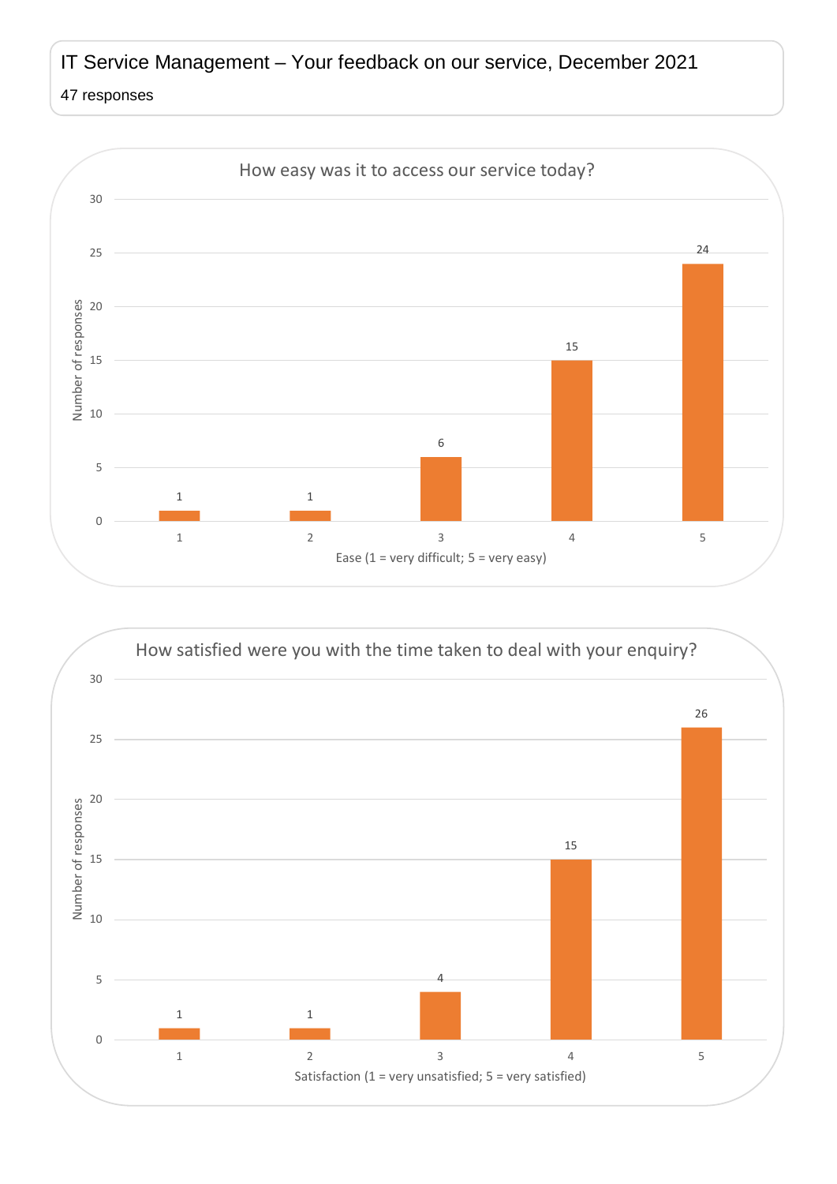# IT Service Management – Your feedback on our service, December 2021

47 responses

## How easy was it to access our service today?

| Ease (1 = very difficult; 5 = very easy) | Number of responses |
|---|---|
| 1 | 1 |
| 2 | 1 |
| 3 | 6 |
| 4 | 15 |
| 5 | 24 |

## How satisfied were you with the time taken to deal with your enquiry?

| Satisfaction (1 = very unsatisfied; 5 = very satisfied) | Number of responses |
|---|---|
| 1 | 1 |
| 2 | 1 |
| 3 | 4 |
| 4 | 15 |
| 5 | 26 |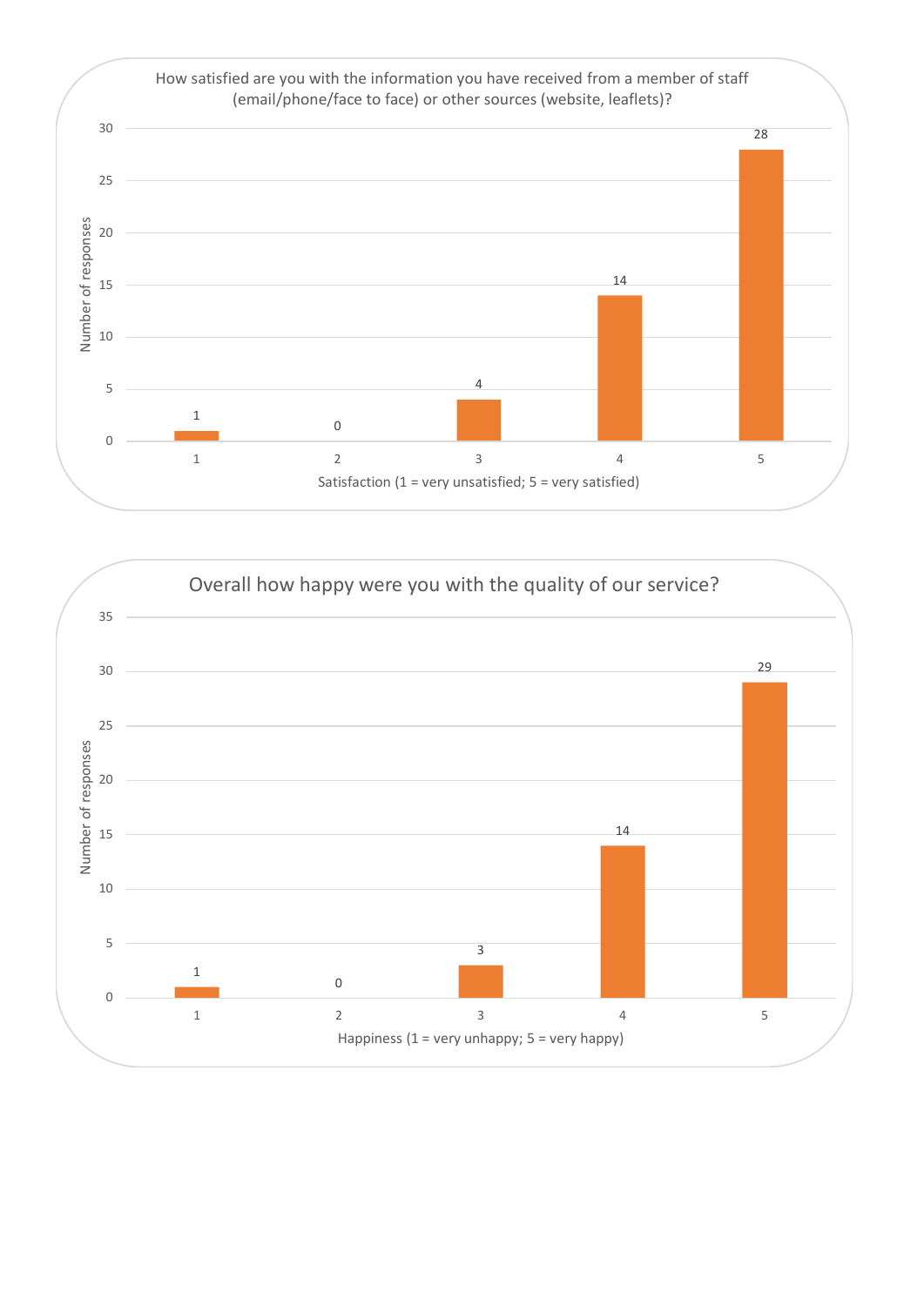How satisfied are you with the information you have received from a member of staff (email/phone/face to face) or other sources (website, leaflets)?

| Satisfaction (1 = very unsatisfied; 5 = very satisfied) | Number of responses |
|---|---|
| 1 | 1 |
| 2 | 0 |
| 3 | 4 |
| 4 | 14 |
| 5 | 28 |

Overall how happy were you with the quality of our service?

| Happiness (1 = very unhappy; 5 = very happy) | Number of responses |
|---|---|
| 1 | 1 |
| 2 | 0 |
| 3 | 3 |
| 4 | 14 |
| 5 | 29 |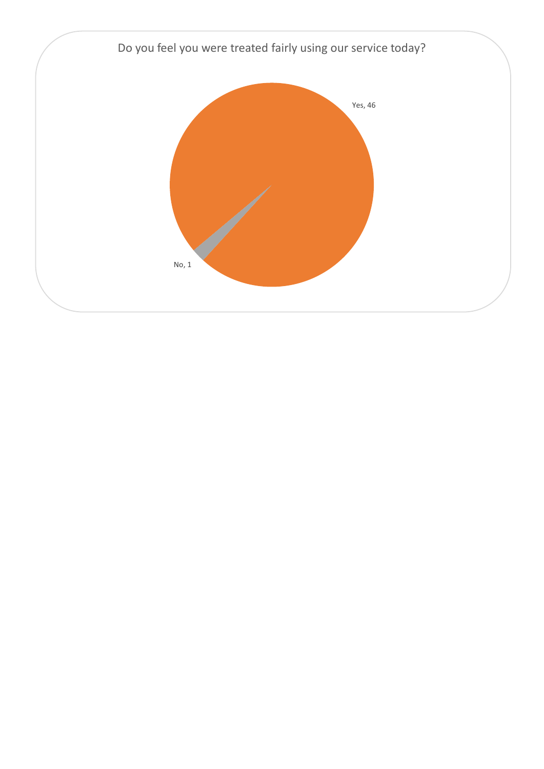Do you feel you were treated fairly using our service today?

Yes, 46

No, 1